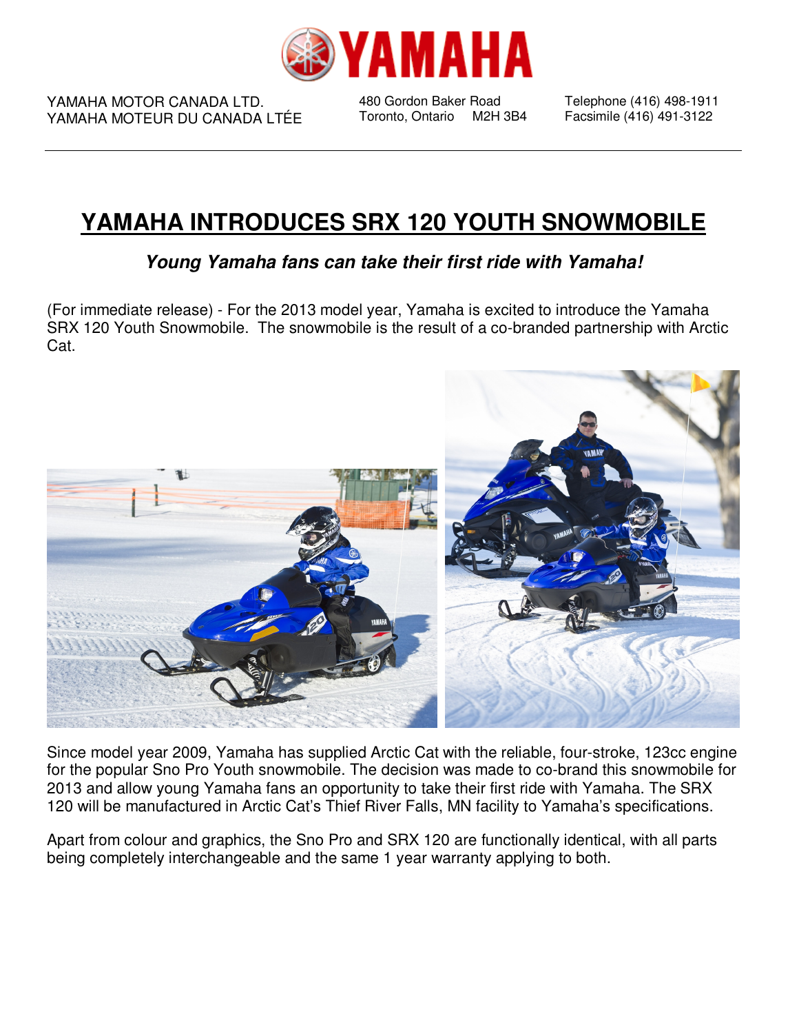YAMAHA MOTOR CANADA LTD.
YAMAHA MOTEUR DU CANADA LTÉE

480 Gordon Baker Road
Toronto, Ontario M2H 3B4

Telephone (416) 498-1911
Facsimile (416) 491-3122

# YAMAHA INTRODUCES SRX 120 YOUTH SNOWMOBILE

***Young Yamaha fans can take their first ride with Yamaha!***

(For immediate release) - For the 2013 model year, Yamaha is excited to introduce the Yamaha SRX 120 Youth Snowmobile. The snowmobile is the result of a co-branded partnership with Arctic Cat.

Since model year 2009, Yamaha has supplied Arctic Cat with the reliable, four-stroke, 123cc engine for the popular Sno Pro Youth snowmobile. The decision was made to co-brand this snowmobile for 2013 and allow young Yamaha fans an opportunity to take their first ride with Yamaha. The SRX 120 will be manufactured in Arctic Cat's Thief River Falls, MN facility to Yamaha's specifications.

Apart from colour and graphics, the Sno Pro and SRX 120 are functionally identical, with all parts being completely interchangeable and the same 1 year warranty applying to both.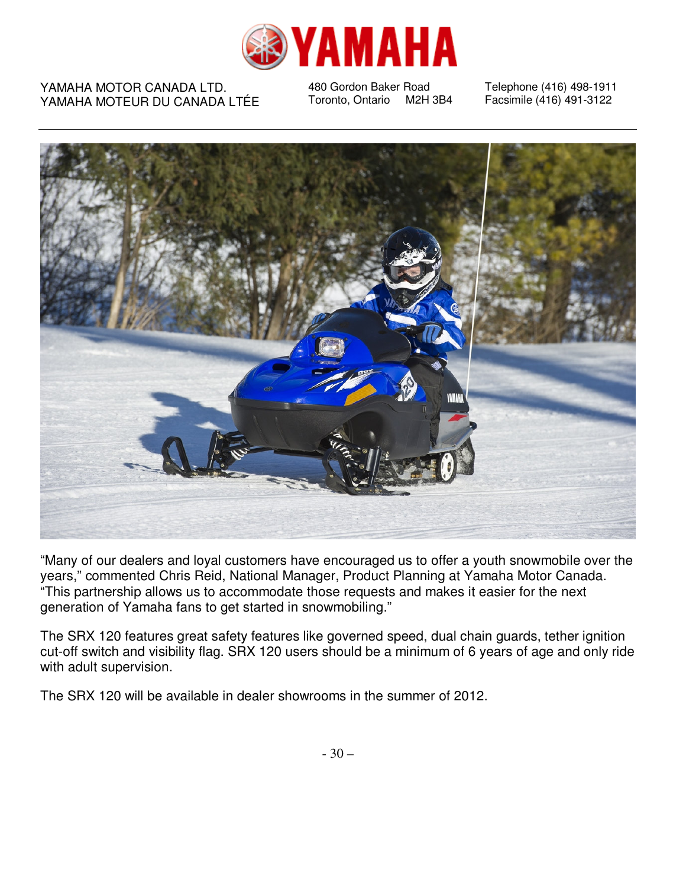YAMAHA MOTOR CANADA LTD.
YAMAHA MOTEUR DU CANADA LTÉE

480 Gordon Baker Road
Toronto, Ontario M2H 3B4

Telephone (416) 498-1911
Facsimile (416) 491-3122

---

“Many of our dealers and loyal customers have encouraged us to offer a youth snowmobile over the years,” commented Chris Reid, National Manager, Product Planning at Yamaha Motor Canada. “This partnership allows us to accommodate those requests and makes it easier for the next generation of Yamaha fans to get started in snowmobiling.”

The SRX 120 features great safety features like governed speed, dual chain guards, tether ignition cut-off switch and visibility flag. SRX 120 users should be a minimum of 6 years of age and only ride with adult supervision.

The SRX 120 will be available in dealer showrooms in the summer of 2012.

- 30 –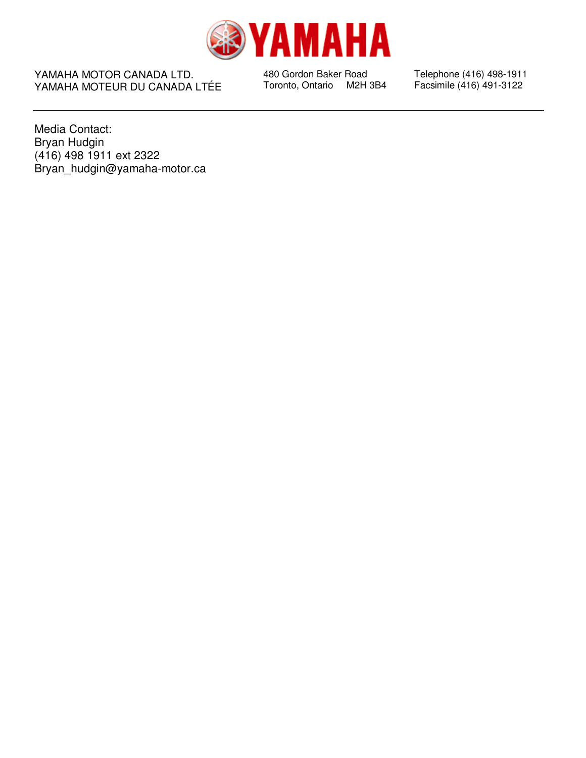YAMAHA

YAMAHA MOTOR CANADA LTD.
YAMAHA MOTEUR DU CANADA LTÉE

480 Gordon Baker Road
Toronto, Ontario M2H 3B4

Telephone (416) 498-1911
Facsimile (416) 491-3122

---

Media Contact:
Bryan Hudgin
(416) 498 1911 ext 2322
Bryan_hudgin@yamaha-motor.ca